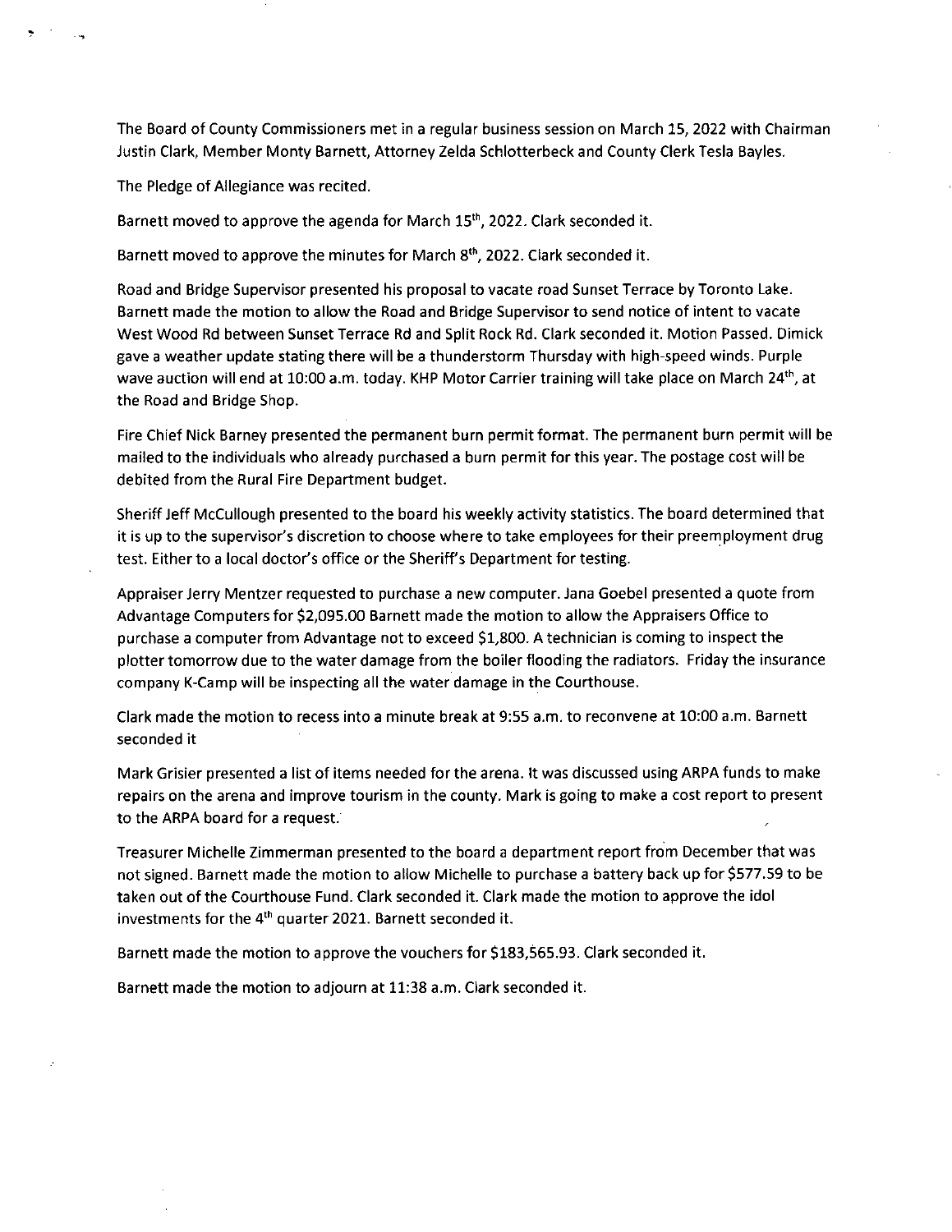The Board of County Commissioners met in a regular business session on March 15, 2022 with Chairman Justin Clark, Member Monty Barnett, Attorney Zelda Schlotterbeck and County Clerk Tesla Bayles.

The Pledge of Allegiance was recited.

Barnett moved to approve the agenda for March 15th, 2022. Clark seconded it.

Barnett moved to approve the minutes for March 8th, 2022. Clark seconded it.

Road and Bridge Supervisor presented his proposal to vacate road Sunset Terrace by Toronto Lake. Barnett made the motion to allow the Road and Bridge Supervisor to send notice of intent to vacate West Wood Rd between Sunset Terrace Rd and Split Rock Rd. Clark seconded it. Motion Passed. Dimick gave a weather update stating there will be a thunderstorm Thursday with high-speed winds. Purple wave auction will end at 10:00 a.m. today. KHP Motor Carrier training will take place on March 24th, at the Road and Bridge Shop.

Fire Chief Nick Barney presented the permanent burn permit format. The permanent burn permit will be mailed to the individuals who already purchased a burn permit for this year. The postage cost will be debited from the Rural Fire Department budget.

Sheriff Jeff McCullough presented to the board his weekly activity statistics. The board determined that it is up to the supervisor's discretion to choose where to take employees for their preemployment drug test. Either to a local doctor's office or the Sheriff's Department for testing.

Appraiser Jerry Mentzer requested to purchase a new computer. Jana Goebel presented a quote from Advantage Computers for $2,095.00 Barnett made the motion to allow the Appraisers Office to purchase a computer from Advantage not to exceed $1,800. A technician is coming to inspect the plotter tomorrow due to the water damage from the boiler flooding the radiators. Friday the insurance company K-Camp will be inspecting all the water damage in the Courthouse.

Clark made the motion to recess into a minute break at 9:55 a.m. to reconvene at 10:00 a.m. Barnett seconded it

Mark Grisier presented a list of items needed for the arena. It was discussed using ARPA funds to make repairs on the arena and improve tourism in the county. Mark is going to make a cost report to present to the ARPA board for a request.

Treasurer Michelle Zimmerman presented to the board a department report from December that was not signed. Barnett made the motion to allow Michelle to purchase a battery back up for $577.59 to be taken out of the Courthouse Fund. Clark seconded it. Clark made the motion to approve the idol investments for the 4th quarter 2021. Barnett seconded it.

Barnett made the motion to approve the vouchers for $183,565.93. Clark seconded it.

Barnett made the motion to adjourn at 11:38 a.m. Clark seconded it.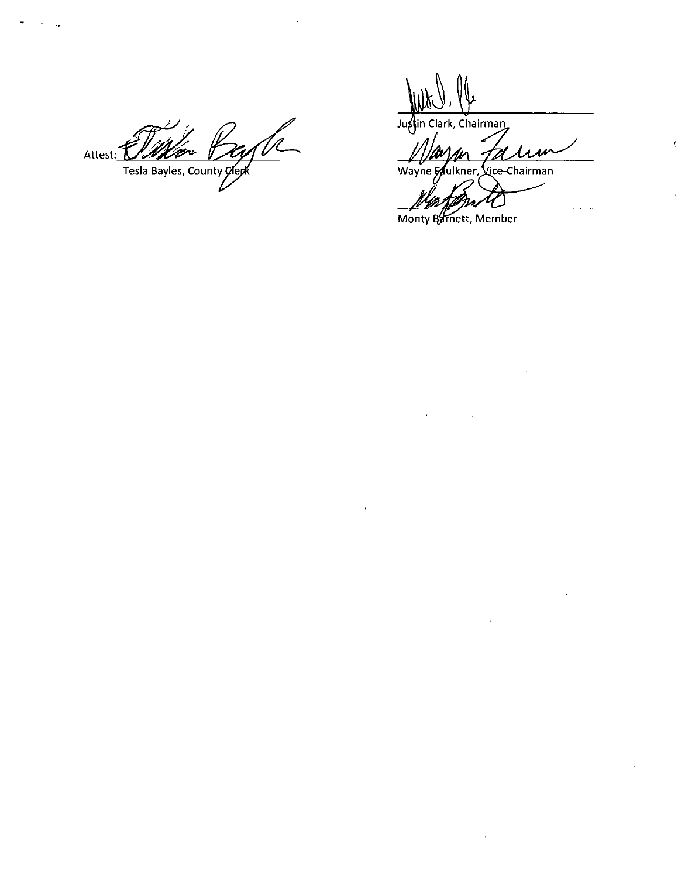Attest: ______________________
Tesla Bayles, County Clerk

______________________
Justin Clark, Chairman

______________________
Wayne Faulkner, Vice-Chairman

______________________
Monty Barnett, Member